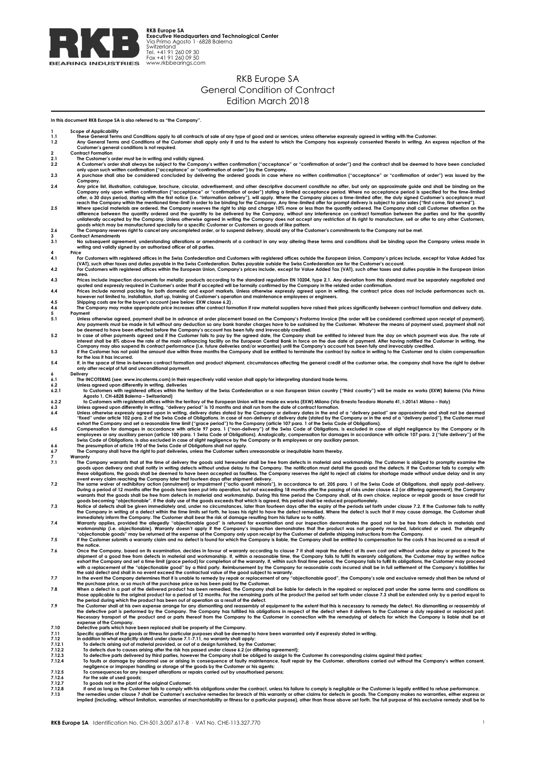**RKB Europe SA**
**Executive Headquarters and Technological Center**
Via Primo Agosto 1 · 6828 Balerna
Switzerland
Tel. +41 91 260 09 30
Fax +41 91 260 09 50
www.rkbbearings.com

# RKB Europe SA
# General Condition of Contract
# Edition March 2018

**In this document RKB Europe SA is also referred to as "the Company".**

**1 Scope of Applicability**

**1.1** These General Terms and Conditions apply to all contracts of sale of any type of good and or services, unless otherwise expressly agreed in writing with the Customer.

**1.2** Any General Terms and Conditions of the Customer shall apply only if and to the extent to which the Company has expressly consented thereto in writing. An express rejection of the Customer's general conditions is not required.

**2 Contract Formation**

**2.1** The Customer's order must be in writing and validly signed.

**2.2** A Customer's order shall always be subject to the Company's written confirmation ("acceptance" or "confirmation of order") and the contract shall be deemed to have been concluded only upon such written confirmation ("acceptance" or "confirmation of order") by the Company.

**2.3** A purchase shall also be considered concluded by delivering the ordered goods in case where no written confirmation ("acceptance" or "confirmation of order") was issued by the Company.

**2.4** Any price list, illustration, catalogue, brochure, circular, advertisement, and other descriptive document constitute no offer, but only an approximate guide and shall be binding on the Company only upon written confirmation ("acceptance" or "confirmation of order") stating a limited acceptance period. Where no acceptance period is specified for the time-limited offer, a 30 days period, starting with the first notice (i.e. "information delivery"), will apply. Where the Company places a time-limited offer, the duly signed Customer's acceptance must reach the Company within the mentioned time-limit in order to be binding for the Company. Any time-limited offer for prompt delivery is subject to prior sales ("first come, first served").

**2.5** Where special materials are ordered, the Company reserves the right to ship and charge 10% more or less than the quantity ordered. The Company shall call Customer attention on the difference between the quantity ordered and the quantity to be delivered by the Company, without any interference on contract formation between the parties and for the quantity unilaterally accepted by the Company. Unless otherwise agreed in writing the Company does not accept any restriction of its right to manufacture, sell or offer to any other Customers, goods which may be manufactured specially for a specific Customer or Customers or goods of like pattern.

**2.6** The Company reserves right to cancel any uncompleted order, or to suspend delivery, should any of the Customer's commitments to the Company not be met.

**3 Contract Amendments**

**3.1** No subsequent agreement, understanding alterations or amendments of a contract in any way altering these terms and conditions shall be binding upon the Company unless made in writing and validly signed by an authorized officer of all parties.

**4 Price**

**4.1** For Customers with registered offices in the Swiss Confederation and Customers with registered offices outside the European Union, Company's prices include, except for Value Added Tax (VAT), such other taxes and duties payable in the Swiss Confederation. Duties payable outside the Swiss Confederation are for the Customer's account.

**4.2** For Customers with registered offices within the European Union, Company's prices include, except for Value Added Tax (VAT), such other taxes and duties payable in the European Union area.

**4.3** Prices include inspection documents for metallic products according to the standard regulation EN 10204, type 2.1. Any deviation from this standard must be separately negotiated and quoted and expressly required in Customer's order that if accepted will be formally confirmed by the Company in the related order confirmation.

**4.4** Prices include normal packing for both domestic and export markets. Unless otherwise expressly agreed upon in writing, the contract price does not include performances such as, however not limited to, installation, start up, training of Customer's operation and maintenance employees or engineers.

**4.5** Shipping costs are for the buyer's account (see below: EXW clause 6.2) .

**4.6** The Company may make appropriate price increases after contract formation if raw material suppliers have raised their prices significantly between contract formation and delivery date.

**5 Payment**

**5.1** Unless otherwise agreed, payment shall be in advance at order placement based on the Company's Proforma Invoice (the order will be considered confirmed upon receipt of payment). Any payments must be made in full without any deduction as any bank transfer charges have to be sustained by the Customer. Whatever the means of payment used, payment shall not be deemed to have been effected before the Company's account has been fully and irrevocably credited.

**5.2** In case of other payments agreed and if the Customer fails to pay by the agreed date, the Company shall be entitled to interest from the day on which payment was due. The rate of interest shall be 8% above the rate of the main refinancing facility on the European Central Bank in force on the due date of payment. After having notified the Customer in writing, the Company may also suspend its contract performance (i.e. future deliveries and/or warranties) until the Company's account has been fully and irrevocably credited.

**5.3** If the Customer has not paid the amount due within three months the Company shall be entitled to terminate the contract by notice in writing to the Customer and to claim compensation for the loss it has incurred.

**5.4** If, in the space of time in-between contract formation and product shipment, circumstances affecting the general credit of the customer arise, the company shall have the right to deliver only after receipt of full and unconditional payment.

**6 Delivery**

**6.1** The INCOTERMS (see: www.incoterms.com) in their respectively valid version shall apply for interpreting standard trade terms.

**6.2** Unless agreed upon differently in writing, deliveries

**6.2.1** to Customers with registered offices within the territory of the Swiss Confederation or a non European Union country ("third country") will be made ex works (EXW) Balerna (Via Primo Agosto 1, CH-6828 Balerna – Switzerland)

**6.2.2** to Customers with registered offices within the territory of the European Union will be made ex works (EXW) Milano (Via Ernesto Teodoro Moneta 41, I-20161 Milano – Italy)

**6.3** Unless agreed upon differently in writing, "delivery period" is 10 months and shall run from the date of contract formation.

**6.4** Unless otherwise expressly agreed upon in writing, delivery dates stated by the Company or delivery dates in the end of a "delivery period" are approximate and shall not be deemed "fixed" under article 102 para. 2 of the Swiss Code of Obligations. In case of non-delivery at delivery date (stated by the Company or in the end of a "delivery period"), the Customer must exhort the Company and set a reasonable time limit ("grace period") to the Company (article 107 para. 1 of the Swiss Code of Obligations).

**6.5** Compensation for damages in accordance with article 97 para. 1 ("non-delivery") of the Swiss Code of Obligations, is excluded in case of slight negligence by the Company or its employees or any auxiliary person (article 100 para. 1 Swiss Code of Obligations). Analogically, compensation for damages in accordance with article 107 para. 2 ("late delivery") of the Swiss Code of Obligations, is also excluded in case of slight negligence by the Company or its employees or any auxiliary person.

**6.6** The presumption of article 190 of the Swiss Code of Obligations shall not apply.

**6.7** The Company shall have the right to part deliveries, unless the Customer suffers unreasonable or inequitable harm thereby.

**7 Warranty**

**7.1** The Company warrants that at the time of delivery the goods sold hereunder shall be free from defects in material and workmanship. The Customer is obliged to promptly examine the goods upon delivery and shall notify in writing defects without undue delay to the Company. The notification must detail the goods and the defects. If the Customer fails to comply with these obligations, the goods shall be deemed to have been accepted as faultless. The Company reserves the right to reject all claims for shortage made without undue delay and in any event every claim reaching the Company later that fourteen days after shipment delivery.

**7.2** The same waiver of redhibitory action (annulment) or impairment ("actio quanti minoris"), in accordance to art. 205 para. 1 of the Swiss Code of Obligations, shall apply post-delivery. During a period of 12 months after the goods have been put into operation, but not exceeding 18 months after the passing of risks under clause 6.2 (or differing agreement), the Company warrants that the goods shall be free from defects in material and workmanship. During this time period the Company shall, at its own choice, replace or repair goods or issue credit for goods becoming "objectionable". If the daily use of the goods exceeds that which is agreed, this period shall be reduced proportionately.

**7.3** Notice of defects shall be given immediately and, under no circumstances, later than fourteen days after the expiry of the periods set forth under clause 7.2. If the Customer fails to notify the Company in writing of a defect within the time limits set forth, he loses his right to have the defect remedied. Where the defect is such that it may cause damage, the Customer shall immediately inform the Company. The Customer shall bear the risk of damage resulting from his failure so to notify.

**7.4** Warranty applies, provided the allegedly "objectionable good" is returned for examination and our inspection demonstrates the good not to be free from defects in materials and workmanship (i.e. objectionable). Warranty doesn't apply if the Company's inspection demonstrates that the product was not properly mounted, lubricated or used. The allegedly "objectionable goods" may be returned at the expense of the Company only upon receipt by the Customer of definite shipping instructions from the Company.

**7.5** If the Customer submits a warranty claim and no defect is found for which the Company is liable, the Company shall be entitled to compensation for the costs it has incurred as a result of the notice.

**7.6** Once the Company, based on its examination, decides in favour of warranty according to clause 7 it shall repair the defect at its own cost and without undue delay or proceed to the shipment of a good free from defects in material and workmanship. If, within a reasonable time, the Company fails to fulfil its warranty obligations, the Customer may by written notice exhort the Company and set a time limit (grace period) for completion of the warranty. If, within such final time period, the Company fails to fulfil its obligations, the Customer may proceed with a replacement of the "objectionable good" by a third party. Reimbursement by the Company for reasonable costs incurred shall be in full settlement of the Company's liabilities for the said defect and shall in no event exceed the contractual value of the good subject to warranty.

**7.7** In the event the Company determines that it is unable to remedy by repair or replacement of any "objectionable good", the Company's sole and exclusive remedy shall then be refund of the purchase price, or so much of the purchase price as has been paid by the Customer.

**7.8** When a defect in a part of the delivered product has been remedied, the Company shall be liable for defects in the repaired or replaced part under the same terms and conditions as those applicable to the original product for a period of 12 months. For the remaining parts of the product the period set forth under clause 7.3 shall be extended only by a period equal to the period during which the product has been out of operation as a result of the defect.

**7.9** The Customer shall at his own expense arrange for any dismantling and reassembly of equipment to the extent that this is necessary to remedy the defect. No dismantling or reassembly of the defective part is performed by the Company. The Company has fulfilled his obligations in respect of the defect when it delivers to the Customer a duly repaired or replaced part. Necessary transport of the product and or parts thereof from the Company to the Customer in connection with the remedying of defects for which the Company is liable shall be at expense of the Company.

**7.10** Defective parts which have been replaced shall be property of the Company.

**7.11** Specific qualities of the goods or fitness for particular purposes shall be deemed to have been warranted only if expressly stated in writing.

**7.12** In addition to what explicitly stated under clause 7.1-7.11, no warranty shall apply:

**7.12.1** To defects arising out of material provided, or out of a design furnished, by the Customer;

**7.12.2** To defects due to causes arising after the risk has passed under clause 6.2 (or differing agreement);

**7.12.3** To defective parts delivered by third parties, however the Company shall be obliged to assign to the Customer its corresponding claims against third parties;

**7.12.4** To faults or damage by abnormal use or arising in consequence of faulty maintenance, fault repair by the Customer, alterations carried out without the Company's written consent, negligence or improper handling or storage of the goods by the Customer or his agents;

**7.12.5** To consequences for any inexpert alterations or repairs carried out by unauthorised persons;

**7.12.6** For the sale of used goods;

**7.12.7** To goods not in the plant of the original Customer;

**7.12.8** If and as long as the Customer fails to comply with his obligations under the contract, unless his failure to comply is negligible or the Customer is legally entitled to refuse performance.

**7.13** The remedies under clause 7 shall be Customer's exclusive remedies for breach of this warranty or other claims for defects in goods. The Company makes no warranties, either express or implied (including, without limitation, warranties of merchantability or fitness for a particular purpose), other than those above set forth. The full purpose of this exclusive remedy shall be to

**RKB Europe SA** Identification No. CH-501.3.007.617-8 · VAT No. CHE-113.327.770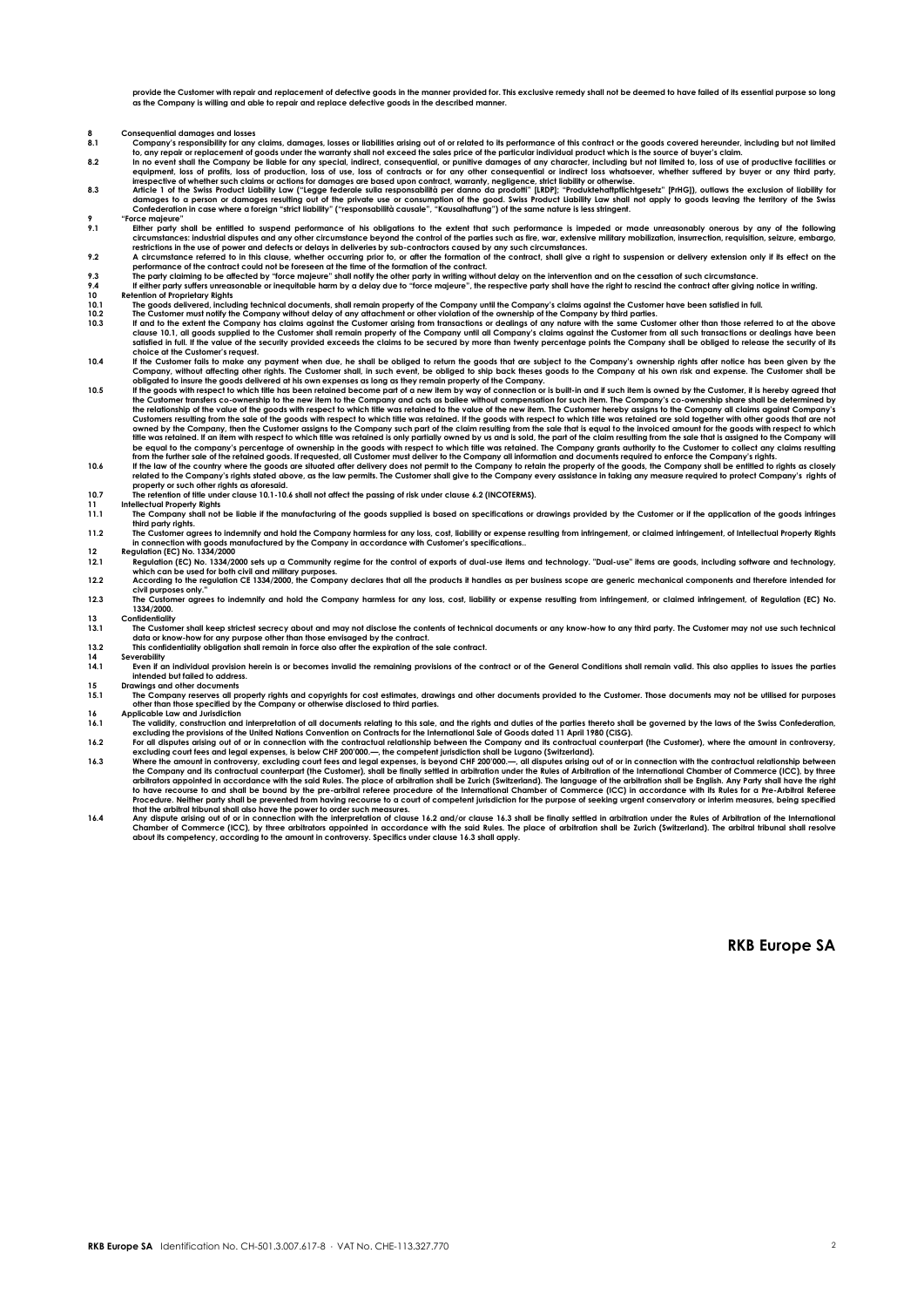provide the Customer with repair and replacement of defective goods in the manner provided for. This exclusive remedy shall not be deemed to have failed of its essential purpose so long as the Company is willing and able to repair and replace defective goods in the described manner.

**8 Consequential damages and losses**

**8.1** Company's responsibility for any claims, damages, losses or liabilities arising out of or related to its performance of this contract or the goods covered hereunder, including but not limited to, any repair or replacement of goods under the warranty shall not exceed the sales price of the particular individual product which is the source of buyer's claim.

**8.2** In no event shall the Company be liable for any special, indirect, consequential, or punitive damages of any character, including but not limited to, loss of use of productive facilities or equipment, loss of profits, loss of production, loss of use, loss of contracts or for any other consequential or indirect loss whatsoever, whether suffered by buyer or any third party, irrespective of whether such claims or actions for damages are based upon contract, warranty, negligence, strict liability or otherwise.

**8.3** Article 1 of the Swiss Product Liability Law ("Legge federale sulla responsabilità per danno da prodotti" [LRDP]; "Produktehaftpflichtgesetz" [PrHG]), outlaws the exclusion of liability for damages to a person or damages resulting out of the private use or consumption of the good. Swiss Product Liability Law shall not apply to goods leaving the territory of the Swiss Confederation in case where a foreign "strict liability" ("responsabilità causale", "Kausalhaftung") of the same nature is less stringent.

**9 "Force majeure"**

**9.1** Either party shall be entitled to suspend performance of his obligations to the extent that such performance is impeded or made unreasonably onerous by any of the following circumstances: industrial disputes and any other circumstance beyond the control of the parties such as fire, war, extensive military mobilization, insurrection, requisition, seizure, embargo, restrictions in the use of power and defects or delays in deliveries by sub-contractors caused by any such circumstances.

**9.2** A circumstance referred to in this clause, whether occurring prior to, or after the formation of the contract, shall give a right to suspension or delivery extension only if its effect on the performance of the contract could not be foreseen at the time of the formation of the contract.

**9.3** The party claiming to be affected by "force majeure" shall notify the other party in writing without delay on the intervention and on the cessation of such circumstance.

**9.4** If either party suffers unreasonable or inequitable harm by a delay due to "force majeure", the respective party shall have the right to rescind the contract after giving notice in writing.

**10 Retention of Proprietary Rights**

**10.1** The goods delivered, including technical documents, shall remain property of the Company until the Company's claims against the Customer have been satisfied in full.

**10.2** The Customer must notify the Company without delay of any attachment or other violation of the ownership of the Company by third parties.

**10.3** If and to the extent the Company has claims against the Customer arising from transactions or dealings of any nature with the same Customer other than those referred to at the above clause 10.1, all goods supplied to the Customer shall remain property of the Company until all Company's claims against the Customer from all such transactions or dealings have been satisfied in full. If the value of the security provided exceeds the claims to be secured by more than twenty percentage points the Company shall be obliged to release the security of its choice at the Customer's request.

**10.4** If the Customer fails to make any payment when due, he shall be obliged to return the goods that are subject to the Company's ownership rights after notice has been given by the Company, without affecting other rights. The Customer shall, in such event, be obliged to ship back theses goods to the Company at his own risk and expense. The Customer shall be obligated to insure the goods delivered at his own expenses as long as they remain property of the Company.

**10.5** If the goods with respect to which title has been retained become part of a new item by way of connection or is built-in and if such item is owned by the Customer, it is hereby agreed that the Customer transfers co-ownership to the new item to the Company and acts as bailee without compensation for such item. The Company's co-ownership share shall be determined by the relationship of the value of the goods with respect to which title was retained to the value of the new item. The Customer hereby assigns to the Company all claims against Company's Customers resulting from the sale of the goods with respect to which title was retained. If the goods with respect to which title was retained are sold together with other goods that are not owned by the Company, then the Customer assigns to the Company such part of the claim resulting from the sale that is equal to the invoiced amount for the goods with respect to which title was retained. If an item with respect to which title was retained is only partially owned by us and is sold, the part of the claim resulting from the sale that is assigned to the Company will be equal to the company's percentage of ownership in the goods with respect to which title was retained. The Company grants authority to the Customer to collect any claims resulting from the further sale of the retained goods. If requested, all Customer must deliver to the Company all information and documents required to enforce the Company's rights.

**10.6** If the law of the country where the goods are situated after delivery does not permit to the Company to retain the property of the goods, the Company shall be entitled to rights as closely related to the Company's rights stated above, as the law permits. The Customer shall give to the Company every assistance in taking any measure required to protect Company's rights of property or such other rights as aforesaid.

**10.7** The retention of title under clause 10.1-10.6 shall not affect the passing of risk under clause 6.2 (INCOTERMS).

**11 Intellectual Property Rights**

**11.1** The Company shall not be liable if the manufacturing of the goods supplied is based on specifications or drawings provided by the Customer or if the application of the goods infringes third party rights.

**11.2** The Customer agrees to indemnify and hold the Company harmless for any loss, cost, liability or expense resulting from infringement, or claimed infringement, of Intellectual Property Rights in connection with goods manufactured by the Company in accordance with Customer's specifications..

**12 Regulation (EC) No. 1334/2000**

**12.1** Regulation (EC) No. 1334/2000 sets up a Community regime for the control of exports of dual-use items and technology. "Dual-use" items are goods, including software and technology, which can be used for both civil and military purposes.

**12.2** According to the regulation CE 1334/2000, the Company declares that all the products it handles as per business scope are generic mechanical components and therefore intended for civil purposes only."

**12.3** The Customer agrees to indemnify and hold the Company harmless for any loss, cost, liability or expense resulting from infringement, or claimed infringement, of Regulation (EC) No. 1334/2000.

**13 Confidentiality**

**13.1** The Customer shall keep strictest secrecy about and may not disclose the contents of technical documents or any know-how to any third party. The Customer may not use such technical data or know-how for any purpose other than those envisaged by the contract.

**13.2** This confidentiality obligation shall remain in force also after the expiration of the sale contract.

**14 Severability**

**14.1** Even if an individual provision herein is or becomes invalid the remaining provisions of the contract or of the General Conditions shall remain valid. This also applies to issues the parties intended but failed to address.

**15 Drawings and other documents**

**15.1** The Company reserves all property rights and copyrights for cost estimates, drawings and other documents provided to the Customer. Those documents may not be utilised for purposes other than those specified by the Company or otherwise disclosed to third parties.

**16 Applicable Law and Jurisdiction**

**16.1** The validity, construction and interpretation of all documents relating to this sale, and the rights and duties of the parties thereto shall be governed by the laws of the Swiss Confederation, excluding the provisions of the United Nations Convention on Contracts for the International Sale of Goods dated 11 April 1980 (CISG).

**16.2** For all disputes arising out of or in connection with the contractual relationship between the Company and its contractual counterpart (the Customer), where the amount in controversy, excluding court fees and legal expenses, is below CHF 200'000.—, the competent jurisdiction shall be Lugano (Switzerland).

**16.3** Where the amount in controversy, excluding court fees and legal expenses, is beyond CHF 200'000.—, all disputes arising out of or in connection with the contractual relationship between the Company and its contractual counterpart (the Customer), shall be finally settled in arbitration under the Rules of Arbitration of the International Chamber of Commerce (ICC), by three arbitrators appointed in accordance with the said Rules. The place of arbitration shall be Zurich (Switzerland). The language of the arbitration shall be English. Any Party shall have the right to have recourse to and shall be bound by the pre-arbitral referee procedure of the International Chamber of Commerce (ICC) in accordance with its Rules for a Pre-Arbitral Referee Procedure. Neither party shall be prevented from having recourse to a court of competent jurisdiction for the purpose of seeking urgent conservatory or interim measures, being specified that the arbitral tribunal shall also have the power to order such measures.

**16.4** Any dispute arising out of or in connection with the interpretation of clause 16.2 and/or clause 16.3 shall be finally settled in arbitration under the Rules of Arbitration of the International Chamber of Commerce (ICC), by three arbitrators appointed in accordance with the said Rules. The place of arbitration shall be Zurich (Switzerland). The arbitral tribunal shall resolve about its competency, according to the amount in controversy. Specifics under clause 16.3 shall apply.

**RKB Europe SA**